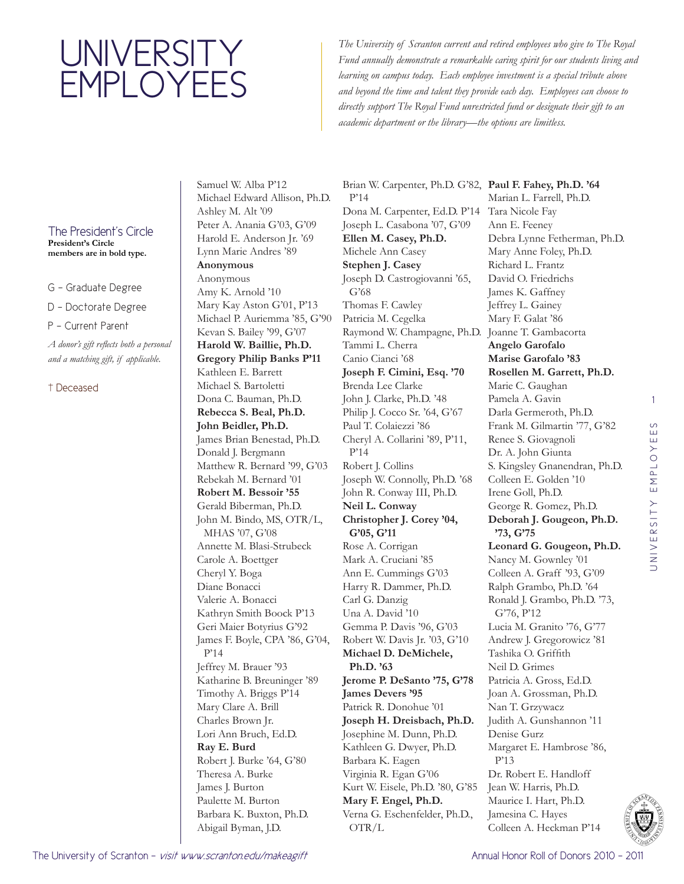# UNIVERSITY EMPLOYEES

*The University of Scranton current and retired employees who give to The Royal Fund annually demonstrate a remarkable caring spirit for our students living and learning on campus today. Each employee investment is a special tribute above and beyond the time and talent they provide each day. Employees can choose to directly support The Royal Fund unrestricted fund or designate their gift to an academic department or the library—the options are limitless.*

## The President's Circle

**President's Circle members are in bold type.**

G – Graduate Degree

D – Doctorate Degree

P – Current Parent

*A donor's gift reflects both a personal and a matching gift, if applicable.*

† Deceased

Samuel W. Alba P'12
Michael Edward Allison, Ph.D.
Ashley M. Alt '09
Peter A. Anania G'03, G'09
Harold E. Anderson Jr. '69
Lynn Marie Andres '89
**Anonymous**
Anonymous
Amy K. Arnold '10
Mary Kay Aston G'01, P'13
Michael P. Auriemma '85, G'90
Kevan S. Bailey '99, G'07
**Harold W. Baillie, Ph.D.**
**Gregory Philip Banks P'11**
Kathleen E. Barrett
Michael S. Bartoletti
Dona C. Bauman, Ph.D.
**Rebecca S. Beal, Ph.D.**
**John Beidler, Ph.D.**
James Brian Benestad, Ph.D.
Donald J. Bergmann
Matthew R. Bernard '99, G'03
Rebekah M. Bernard '01
**Robert M. Bessoir '55**
Gerald Biberman, Ph.D.
John M. Bindo, MS, OTR/L, MHAS '07, G'08
Annette M. Blasi-Strubeck
Carole A. Boettger
Cheryl Y. Boga
Diane Bonacci
Valerie A. Bonacci
Kathryn Smith Boock P'13
Geri Maier Botyrius G'92
James F. Boyle, CPA '86, G'04, P'14
Jeffrey M. Brauer '93
Katharine B. Breuninger '89
Timothy A. Briggs P'14
Mary Clare A. Brill
Charles Brown Jr.
Lori Ann Bruch, Ed.D.
**Ray E. Burd**
Robert J. Burke '64, G'80
Theresa A. Burke
James J. Burton
Paulette M. Burton
Barbara K. Buxton, Ph.D.
Abigail Byman, J.D.
Brian W. Carpenter, Ph.D. G'82, P'14
Dona M. Carpenter, Ed.D. P'14
Joseph L. Casabona '07, G'09
**Ellen M. Casey, Ph.D.**
Michele Ann Casey
**Stephen J. Casey**
Joseph D. Castrogiovanni '65, G'68
Thomas F. Cawley
Patricia M. Cegelka
Raymond W. Champagne, Ph.D.
Tammi L. Cherra
Canio Cianci '68
**Joseph F. Cimini, Esq. '70**
Brenda Lee Clarke
John J. Clarke, Ph.D. '48
Philip J. Cocco Sr. '64, G'67
Paul T. Colaiezzi '86
Cheryl A. Collarini '89, P'11, P'14
Robert J. Collins
Joseph W. Connolly, Ph.D. '68
John R. Conway III, Ph.D.
**Neil L. Conway**
**Christopher J. Corey '04, G'05, G'11**
Rose A. Corrigan
Mark A. Cruciani '85
Ann E. Cummings G'03
Harry R. Dammer, Ph.D.
Carl G. Danzig
Una A. David '10
Gemma P. Davis '96, G'03
Robert W. Davis Jr. '03, G'10
**Michael D. DeMichele, Ph.D. '63**
**Jerome P. DeSanto '75, G'78**
**James Devers '95**
Patrick R. Donohue '01
**Joseph H. Dreisbach, Ph.D.**
Josephine M. Dunn, Ph.D.
Kathleen G. Dwyer, Ph.D.
Barbara K. Eagen
Virginia R. Egan G'06
Kurt W. Eisele, Ph.D. '80, G'85
**Mary F. Engel, Ph.D.**
Verna G. Eschenfelder, Ph.D., OTR/L
**Paul F. Fahey, Ph.D. '64**
Marian L. Farrell, Ph.D.
Tara Nicole Fay
Ann E. Feeney
Debra Lynne Fetherman, Ph.D.
Mary Anne Foley, Ph.D.
Richard L. Frantz
David O. Friedrichs
James K. Gaffney
Jeffrey L. Gainey
Mary F. Galat '86
Joanne T. Gambacorta
**Angelo Garofalo**
**Marise Garofalo '83**
**Rosellen M. Garrett, Ph.D.**
Marie C. Gaughan
Pamela A. Gavin
Darla Germeroth, Ph.D.
Frank M. Gilmartin '77, G'82
Renee S. Giovagnoli
Dr. A. John Giunta
S. Kingsley Gnanendran, Ph.D.
Colleen E. Golden '10
Irene Goll, Ph.D.
George R. Gomez, Ph.D.
**Deborah J. Gougeon, Ph.D. '73, G'75**
**Leonard G. Gougeon, Ph.D.**
Nancy M. Gownley '01
Colleen A. Graff '93, G'09
Ralph Grambo, Ph.D. '64
Ronald J. Grambo, Ph.D. '73, G'76, P'12
Lucia M. Granito '76, G'77
Andrew J. Gregorowicz '81
Tashika O. Griffith
Neil D. Grimes
Patricia A. Gross, Ed.D.
Joan A. Grossman, Ph.D.
Nan T. Grzywacz
Judith A. Gunshannon '11
Denise Gurz
Margaret E. Hambrose '86, P'13
Dr. Robert E. Handloff
Jean W. Harris, Ph.D.
Maurice I. Hart, Ph.D.
Jamesina C. Hayes
Colleen A. Heckman P'14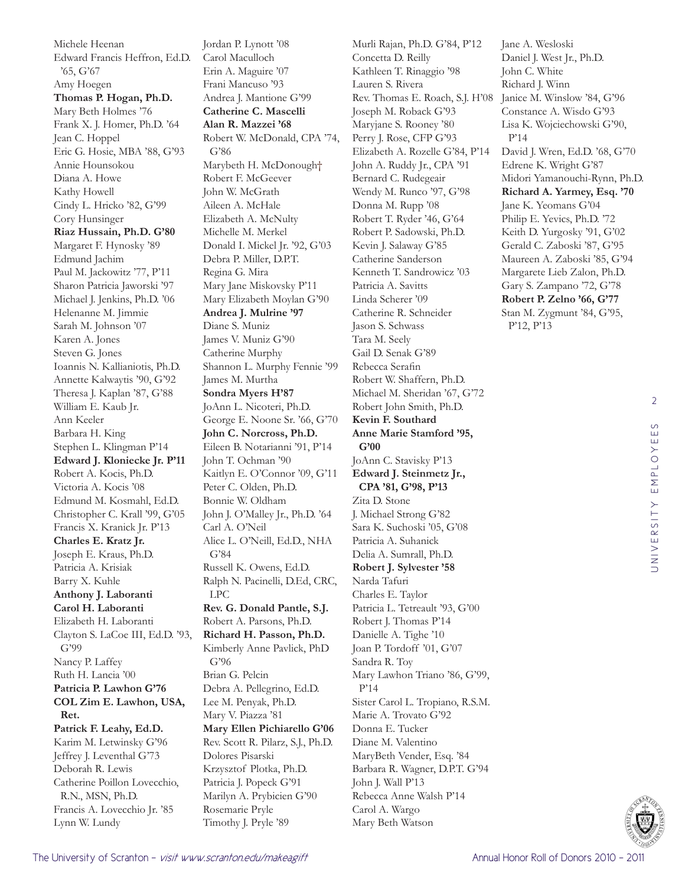Michele Heenan
Edward Francis Heffron, Ed.D. '65, G'67
Amy Hoegen
**Thomas P. Hogan, Ph.D.**
Mary Beth Holmes '76
Frank X. J. Homer, Ph.D. '64
Jean C. Hoppel
Eric G. Hosie, MBA '88, G'93
Annie Hounsokou
Diana A. Howe
Kathy Howell
Cindy L. Hricko '82, G'99
Cory Hunsinger
**Riaz Hussain, Ph.D. G'80**
Margaret F. Hynosky '89
Edmund Jachim
Paul M. Jackowitz '77, P'11
Sharon Patricia Jaworski '97
Michael J. Jenkins, Ph.D. '06
Helenanne M. Jimmie
Sarah M. Johnson '07
Karen A. Jones
Steven G. Jones
Ioannis N. Kallianiotis, Ph.D.
Annette Kalwaytis '90, G'92
Theresa J. Kaplan '87, G'88
William E. Kaub Jr.
Ann Keeler
Barbara H. King
Stephen L. Klingman P'14
**Edward J. Kloniecke Jr. P'11**
Robert A. Kocis, Ph.D.
Victoria A. Kocis '08
Edmund M. Kosmahl, Ed.D.
Christopher C. Krall '99, G'05
Francis X. Kranick Jr. P'13
**Charles E. Kratz Jr.**
Joseph E. Kraus, Ph.D.
Patricia A. Krisiak
Barry X. Kuhle
**Anthony J. Laboranti**
**Carol H. Laboranti**
Elizabeth H. Laboranti
Clayton S. LaCoe III, Ed.D. '93, G'99
Nancy P. Laffey
Ruth H. Lancia '00
**Patricia P. Lawhon G'76**
**COL Zim E. Lawhon, USA, Ret.**
**Patrick F. Leahy, Ed.D.**
Karim M. Letwinsky G'96
Jeffrey J. Leventhal G'73
Deborah R. Lewis
Catherine Poillon Lovecchio, R.N., MSN, Ph.D.
Francis A. Lovecchio Jr. '85
Lynn W. Lundy
Jordan P. Lynott '08
Carol Maculloch
Erin A. Maguire '07
Frani Mancuso '93
Andrea J. Mantione G'99
**Catherine C. Mascelli**
**Alan R. Mazzei '68**
Robert W. McDonald, CPA '74, G'86
Marybeth H. McDonough†
Robert F. McGeever
John W. McGrath
Aileen A. McHale
Elizabeth A. McNulty
Michelle M. Merkel
Donald I. Mickel Jr. '92, G'03
Debra P. Miller, D.P.T.
Regina G. Mira
Mary Jane Miskovsky P'11
Mary Elizabeth Moylan G'90
**Andrea J. Mulrine '97**
Diane S. Muniz
James V. Muniz G'90
Catherine Murphy
Shannon L. Murphy Fennie '99
James M. Murtha
**Sondra Myers H'87**
JoAnn L. Nicoteri, Ph.D.
George E. Noone Sr. '66, G'70
**John C. Norcross, Ph.D.**
Eileen B. Notarianni '91, P'14
John T. Ochman '90
Kaitlyn E. O'Connor '09, G'11
Peter C. Olden, Ph.D.
Bonnie W. Oldham
John J. O'Malley Jr., Ph.D. '64
Carl A. O'Neil
Alice L. O'Neill, Ed.D., NHA G'84
Russell K. Owens, Ed.D.
Ralph N. Pacinelli, D.Ed, CRC, LPC
**Rev. G. Donald Pantle, S.J.**
Robert A. Parsons, Ph.D.
**Richard H. Passon, Ph.D.**
Kimberly Anne Pavlick, PhD G'96
Brian G. Pelcin
Debra A. Pellegrino, Ed.D.
Lee M. Penyak, Ph.D.
Mary V. Piazza '81
**Mary Ellen Pichiarello G'06**
Rev. Scott R. Pilarz, S.J., Ph.D.
Dolores Pisarski
Krzysztof Plotka, Ph.D.
Patricia J. Popeck G'91
Marilyn A. Prybicien G'90
Rosemarie Pryle
Timothy J. Pryle '89
Murli Rajan, Ph.D. G'84, P'12
Concetta D. Reilly
Kathleen T. Rinaggio '98
Lauren S. Rivera
Rev. Thomas E. Roach, S.J. H'08
Joseph M. Roback G'93
Maryjane S. Rooney '80
Perry J. Rose, CFP G'93
Elizabeth A. Rozelle G'84, P'14
John A. Ruddy Jr., CPA '91
Bernard C. Rudegeair
Wendy M. Runco '97, G'98
Donna M. Rupp '08
Robert T. Ryder '46, G'64
Robert P. Sadowski, Ph.D.
Kevin J. Salaway G'85
Catherine Sanderson
Kenneth T. Sandrowicz '03
Patricia A. Savitts
Linda Scherer '09
Catherine R. Schneider
Jason S. Schwass
Tara M. Seely
Gail D. Senak G'89
Rebecca Serafin
Robert W. Shaffern, Ph.D.
Michael M. Sheridan '67, G'72
Robert John Smith, Ph.D.
**Kevin F. Southard**
**Anne Marie Stamford '95, G'00**
JoAnn C. Stavisky P'13
**Edward J. Steinmetz Jr., CPA '81, G'98, P'13**
Zita D. Stone
J. Michael Strong G'82
Sara K. Suchoski '05, G'08
Patricia A. Suhanick
Delia A. Sumrall, Ph.D.
**Robert J. Sylvester '58**
Narda Tafuri
Charles E. Taylor
Patricia L. Tetreault '93, G'00
Robert J. Thomas P'14
Danielle A. Tighe '10
Joan P. Tordoff '01, G'07
Sandra R. Toy
Mary Lawhon Triano '86, G'99, P'14
Sister Carol L. Tropiano, R.S.M.
Marie A. Trovato G'92
Donna E. Tucker
Diane M. Valentino
MaryBeth Vender, Esq. '84
Barbara R. Wagner, D.P.T. G'94
John J. Wall P'13
Rebecca Anne Walsh P'14
Carol A. Wargo
Mary Beth Watson
Jane A. Wesloski
Daniel J. West Jr., Ph.D.
John C. White
Richard J. Winn
Janice M. Winslow '84, G'96
Constance A. Wisdo G'93
Lisa K. Wojciechowski G'90, P'14
David J. Wren, Ed.D. '68, G'70
Edrene K. Wright G'87
Midori Yamanouchi-Rynn, Ph.D.
**Richard A. Yarmey, Esq. '70**
Jane K. Yeomans G'04
Philip E. Yevics, Ph.D. '72
Keith D. Yurgosky '91, G'02
Gerald C. Zaboski '87, G'95
Maureen A. Zaboski '85, G'94
Margarete Lieb Zalon, Ph.D.
Gary S. Zampano '72, G'78
**Robert P. Zelno '66, G'77**
Stan M. Zygmunt '84, G'95, P'12, P'13